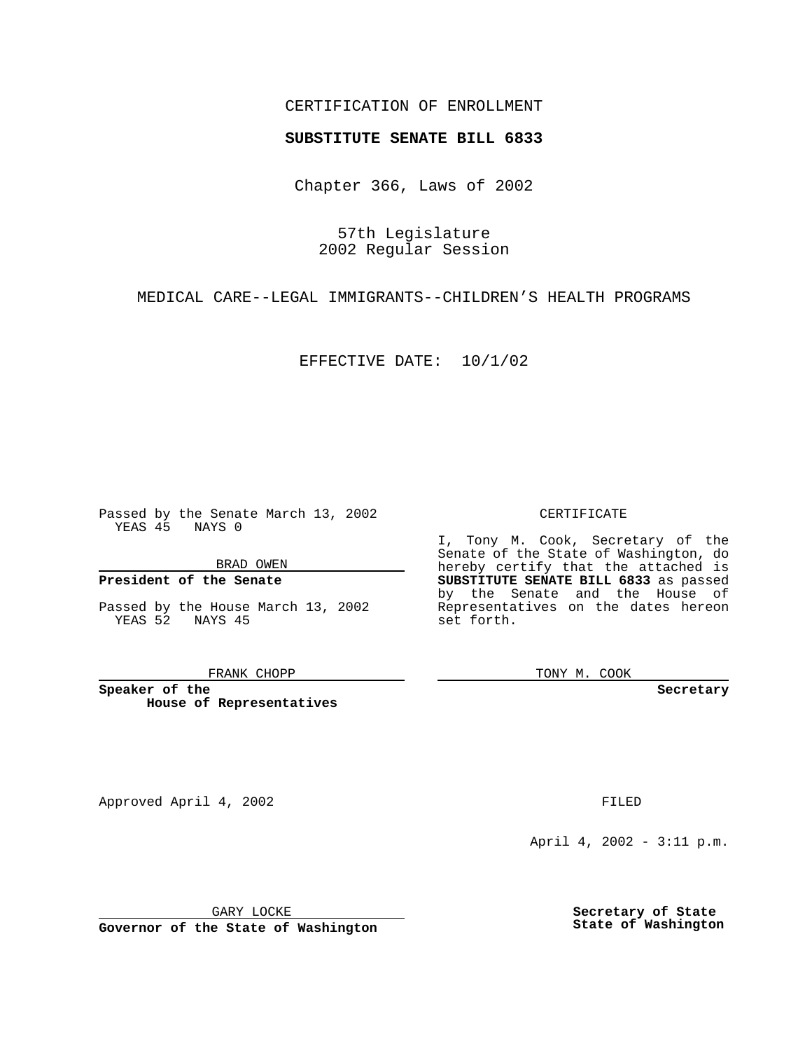CERTIFICATION OF ENROLLMENT

**SUBSTITUTE SENATE BILL 6833**

Chapter 366, Laws of 2002

57th Legislature
2002 Regular Session

MEDICAL CARE--LEGAL IMMIGRANTS--CHILDREN'S HEALTH PROGRAMS

EFFECTIVE DATE: 10/1/02

Passed by the Senate March 13, 2002
YEAS 45 NAYS 0

BRAD OWEN

**President of the Senate**

Passed by the House March 13, 2002
YEAS 52 NAYS 45

FRANK CHOPP

**Speaker of the House of Representatives**

CERTIFICATE

I, Tony M. Cook, Secretary of the Senate of the State of Washington, do hereby certify that the attached is **SUBSTITUTE SENATE BILL 6833** as passed by the Senate and the House of Representatives on the dates hereon set forth.

TONY M. COOK

**Secretary**

Approved April 4, 2002

FILED

April 4, 2002 - 3:11 p.m.

GARY LOCKE

**Governor of the State of Washington**

**Secretary of State**
**State of Washington**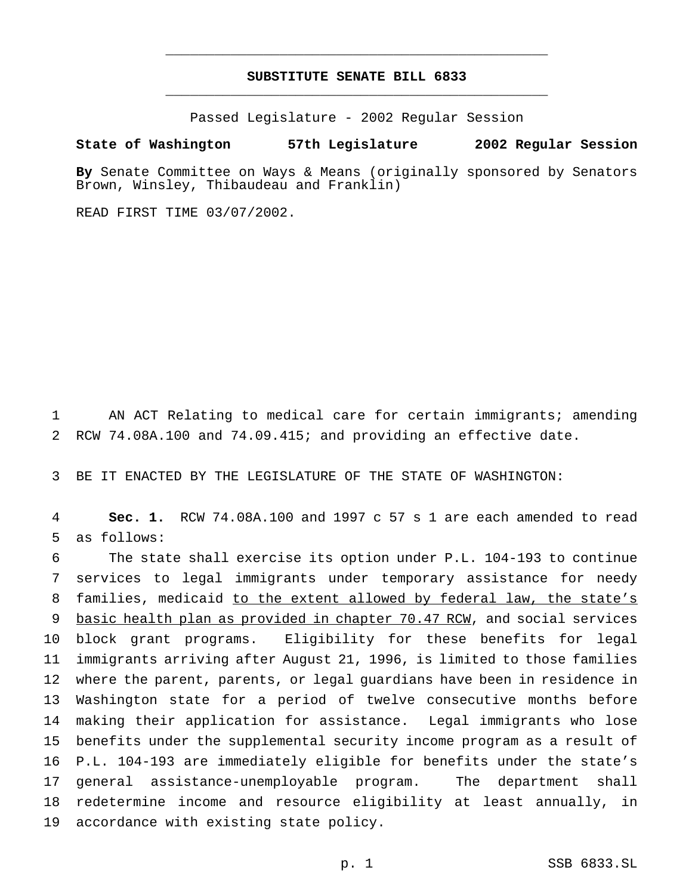# SUBSTITUTE SENATE BILL 6833

Passed Legislature - 2002 Regular Session

**State of Washington 57th Legislature 2002 Regular Session**

**By** Senate Committee on Ways & Means (originally sponsored by Senators Brown, Winsley, Thibaudeau and Franklin)

READ FIRST TIME 03/07/2002.

1 AN ACT Relating to medical care for certain immigrants; amending
2 RCW 74.08A.100 and 74.09.415; and providing an effective date.

3 BE IT ENACTED BY THE LEGISLATURE OF THE STATE OF WASHINGTON:

4 **Sec. 1.** RCW 74.08A.100 and 1997 c 57 s 1 are each amended to read
5 as follows:

6 The state shall exercise its option under P.L. 104-193 to continue
7 services to legal immigrants under temporary assistance for needy
8 families, medicaid <u>to the extent allowed by federal law, the state's</u>
9 <u>basic health plan as provided in chapter 70.47 RCW</u>, and social services
10 block grant programs. Eligibility for these benefits for legal
11 immigrants arriving after August 21, 1996, is limited to those families
12 where the parent, parents, or legal guardians have been in residence in
13 Washington state for a period of twelve consecutive months before
14 making their application for assistance. Legal immigrants who lose
15 benefits under the supplemental security income program as a result of
16 P.L. 104-193 are immediately eligible for benefits under the state's
17 general assistance-unemployable program. The department shall
18 redetermine income and resource eligibility at least annually, in
19 accordance with existing state policy.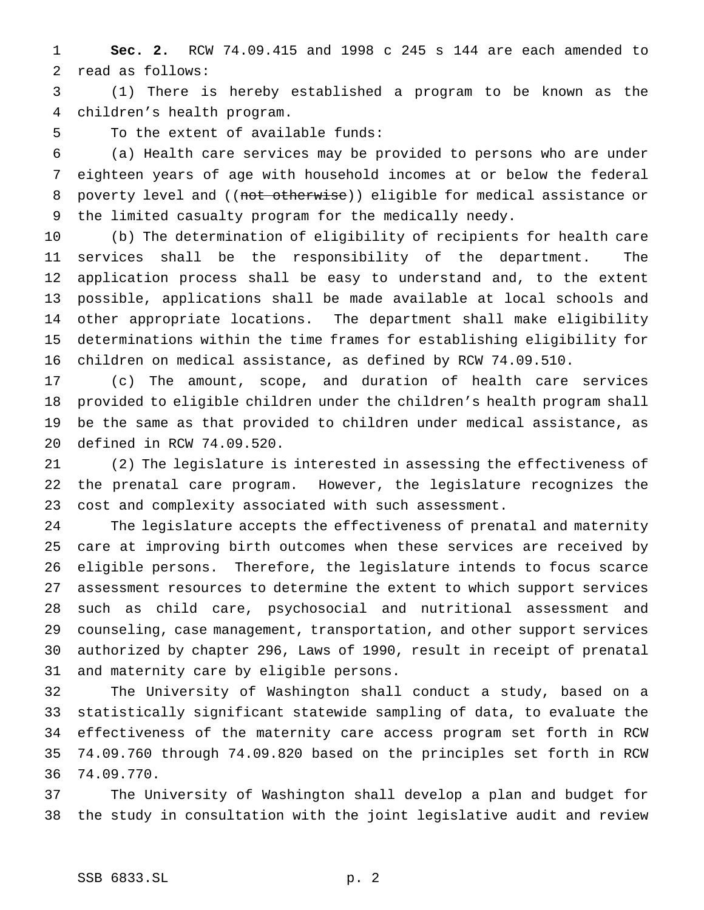**Sec. 2.** RCW 74.09.415 and 1998 c 245 s 144 are each amended to read as follows:

(1) There is hereby established a program to be known as the children's health program.

To the extent of available funds:

(a) Health care services may be provided to persons who are under eighteen years of age with household incomes at or below the federal poverty level and ((~~not otherwise~~)) eligible for medical assistance or the limited casualty program for the medically needy.

(b) The determination of eligibility of recipients for health care services shall be the responsibility of the department. The application process shall be easy to understand and, to the extent possible, applications shall be made available at local schools and other appropriate locations. The department shall make eligibility determinations within the time frames for establishing eligibility for children on medical assistance, as defined by RCW 74.09.510.

(c) The amount, scope, and duration of health care services provided to eligible children under the children's health program shall be the same as that provided to children under medical assistance, as defined in RCW 74.09.520.

(2) The legislature is interested in assessing the effectiveness of the prenatal care program. However, the legislature recognizes the cost and complexity associated with such assessment.

The legislature accepts the effectiveness of prenatal and maternity care at improving birth outcomes when these services are received by eligible persons. Therefore, the legislature intends to focus scarce assessment resources to determine the extent to which support services such as child care, psychosocial and nutritional assessment and counseling, case management, transportation, and other support services authorized by chapter 296, Laws of 1990, result in receipt of prenatal and maternity care by eligible persons.

The University of Washington shall conduct a study, based on a statistically significant statewide sampling of data, to evaluate the effectiveness of the maternity care access program set forth in RCW 74.09.760 through 74.09.820 based on the principles set forth in RCW 74.09.770.

The University of Washington shall develop a plan and budget for the study in consultation with the joint legislative audit and review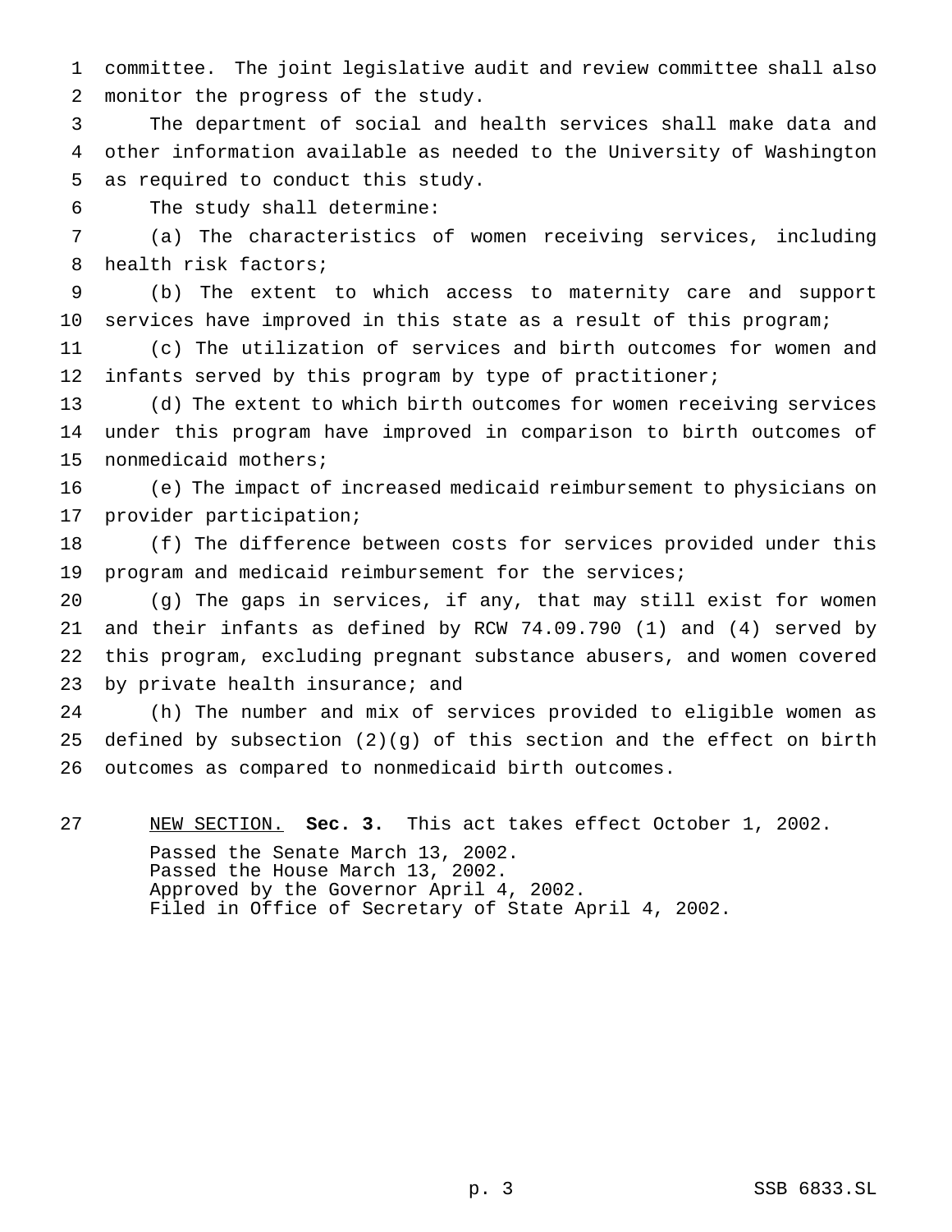committee. The joint legislative audit and review committee shall also monitor the progress of the study.

The department of social and health services shall make data and other information available as needed to the University of Washington as required to conduct this study.

The study shall determine:

(a) The characteristics of women receiving services, including health risk factors;

(b) The extent to which access to maternity care and support services have improved in this state as a result of this program;

(c) The utilization of services and birth outcomes for women and infants served by this program by type of practitioner;

(d) The extent to which birth outcomes for women receiving services under this program have improved in comparison to birth outcomes of nonmedicaid mothers;

(e) The impact of increased medicaid reimbursement to physicians on provider participation;

(f) The difference between costs for services provided under this program and medicaid reimbursement for the services;

(g) The gaps in services, if any, that may still exist for women and their infants as defined by RCW 74.09.790 (1) and (4) served by this program, excluding pregnant substance abusers, and women covered by private health insurance; and

(h) The number and mix of services provided to eligible women as defined by subsection (2)(g) of this section and the effect on birth outcomes as compared to nonmedicaid birth outcomes.

NEW SECTION. **Sec. 3.** This act takes effect October 1, 2002.

Passed the Senate March 13, 2002.
Passed the House March 13, 2002.
Approved by the Governor April 4, 2002.
Filed in Office of Secretary of State April 4, 2002.